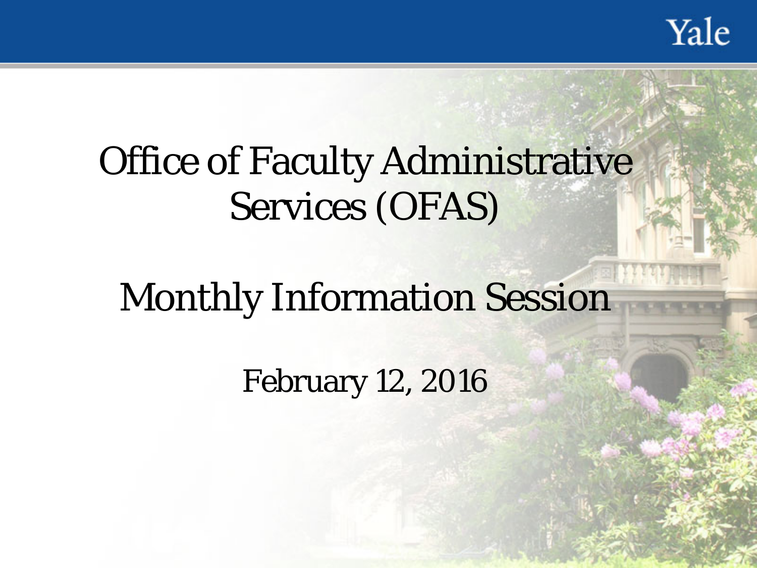# Office of Faculty Administrative Services (OFAS)

## Monthly Information Session

February 12, 2016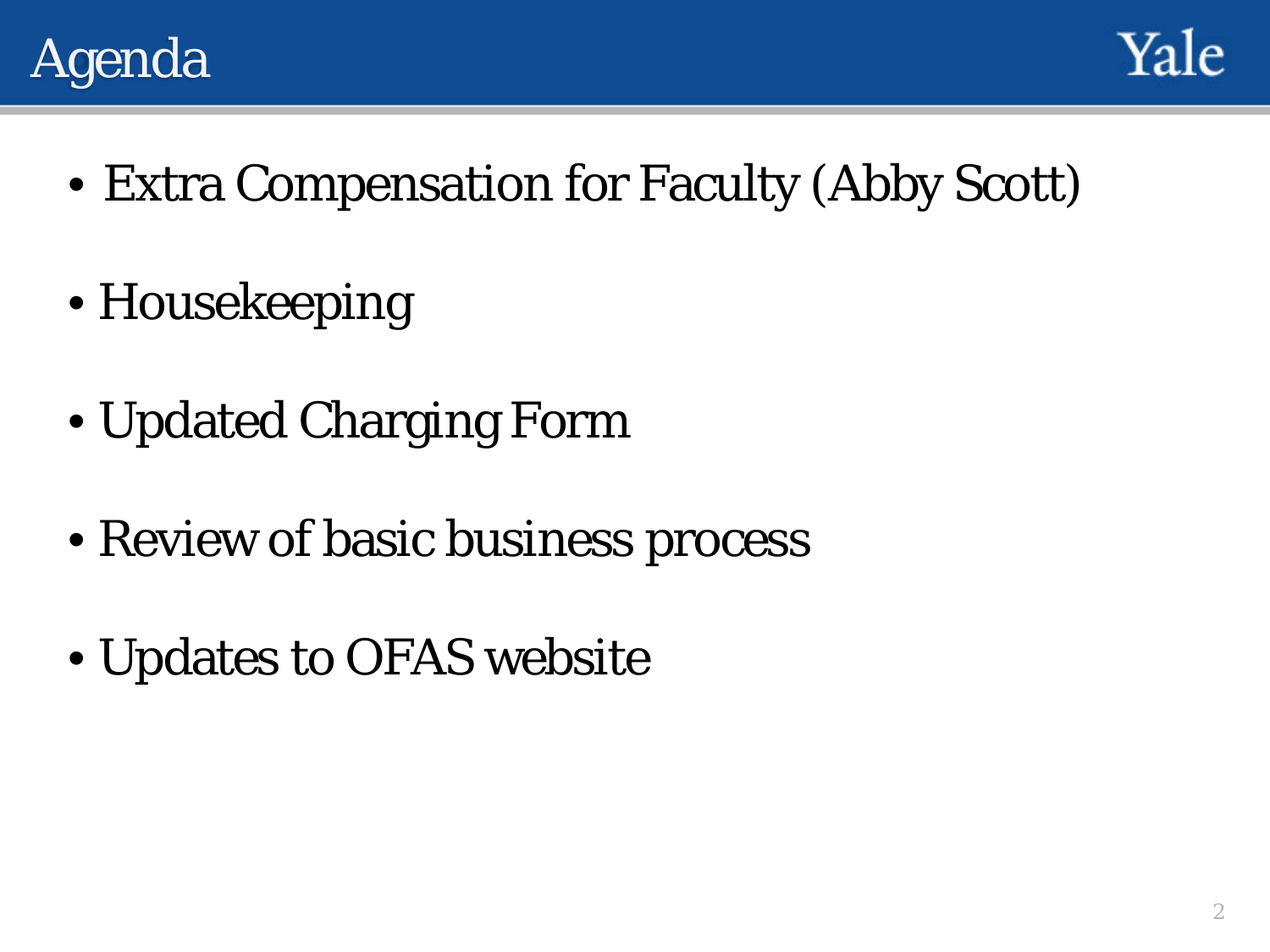# Agenda

Yale

- Extra Compensation for Faculty (Abby Scott)
- Housekeeping
- Updated Charging Form
- Review of basic business process
- Updates to OFAS website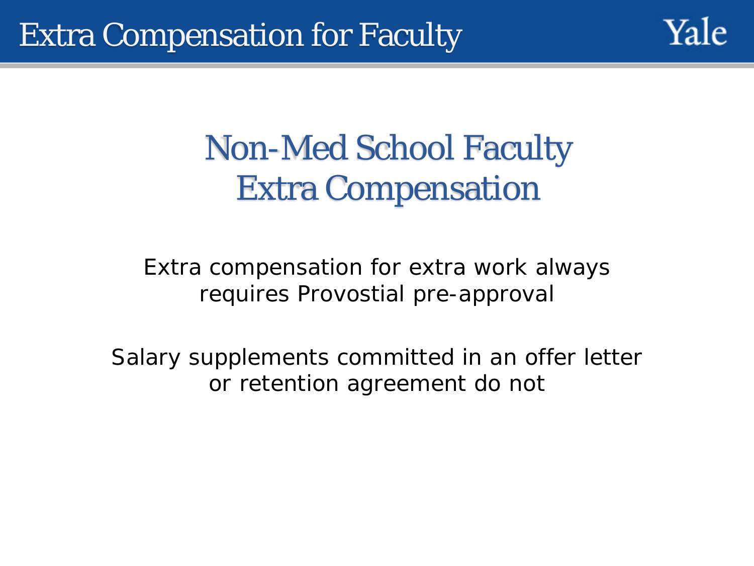# Extra Compensation for Faculty

## Non-Med School Faculty Extra Compensation

Extra compensation for extra work always requires Provostial pre-approval

Salary supplements committed in an offer letter or retention agreement do not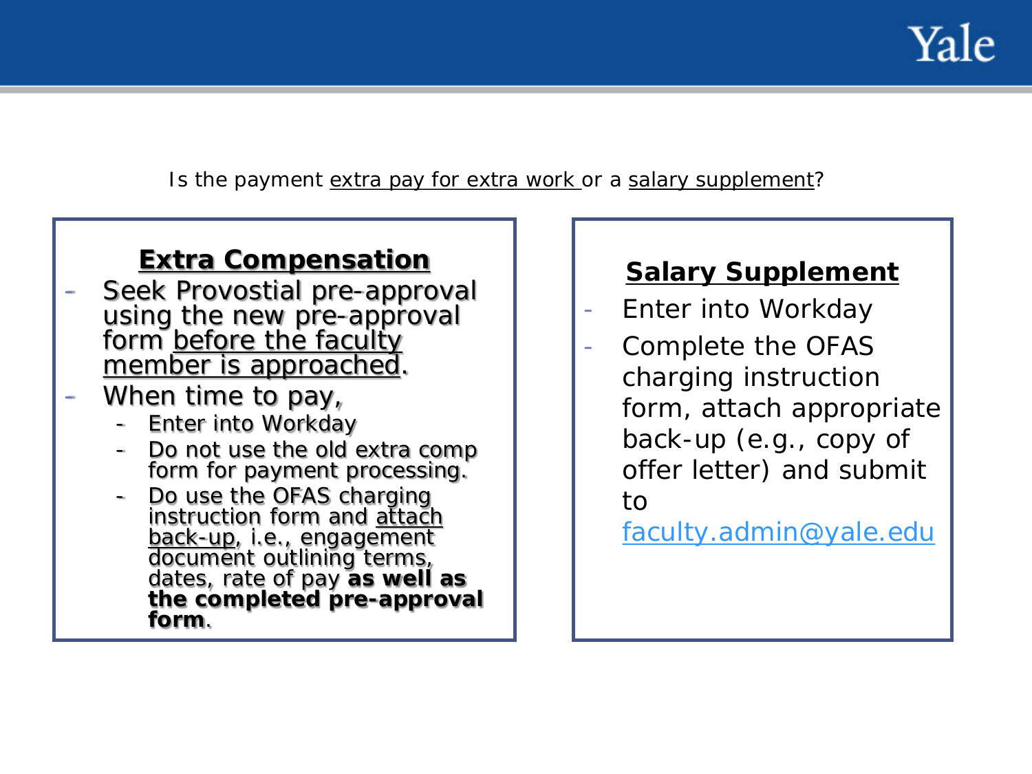Is the payment extra pay for extra work or a salary supplement?

## Extra Compensation

- Seek Provostial pre-approval using the new pre-approval form before the faculty member is approached.
- When time to pay,
  - Enter into Workday
  - Do not use the old extra comp form for payment processing.
  - Do use the OFAS charging instruction form and attach back-up, i.e., engagement document outlining terms, dates, rate of pay **as well as the completed pre-approval form**.

## Salary Supplement

- Enter into Workday
- Complete the OFAS charging instruction form, attach appropriate back-up (e.g., copy of offer letter) and submit to faculty.admin@yale.edu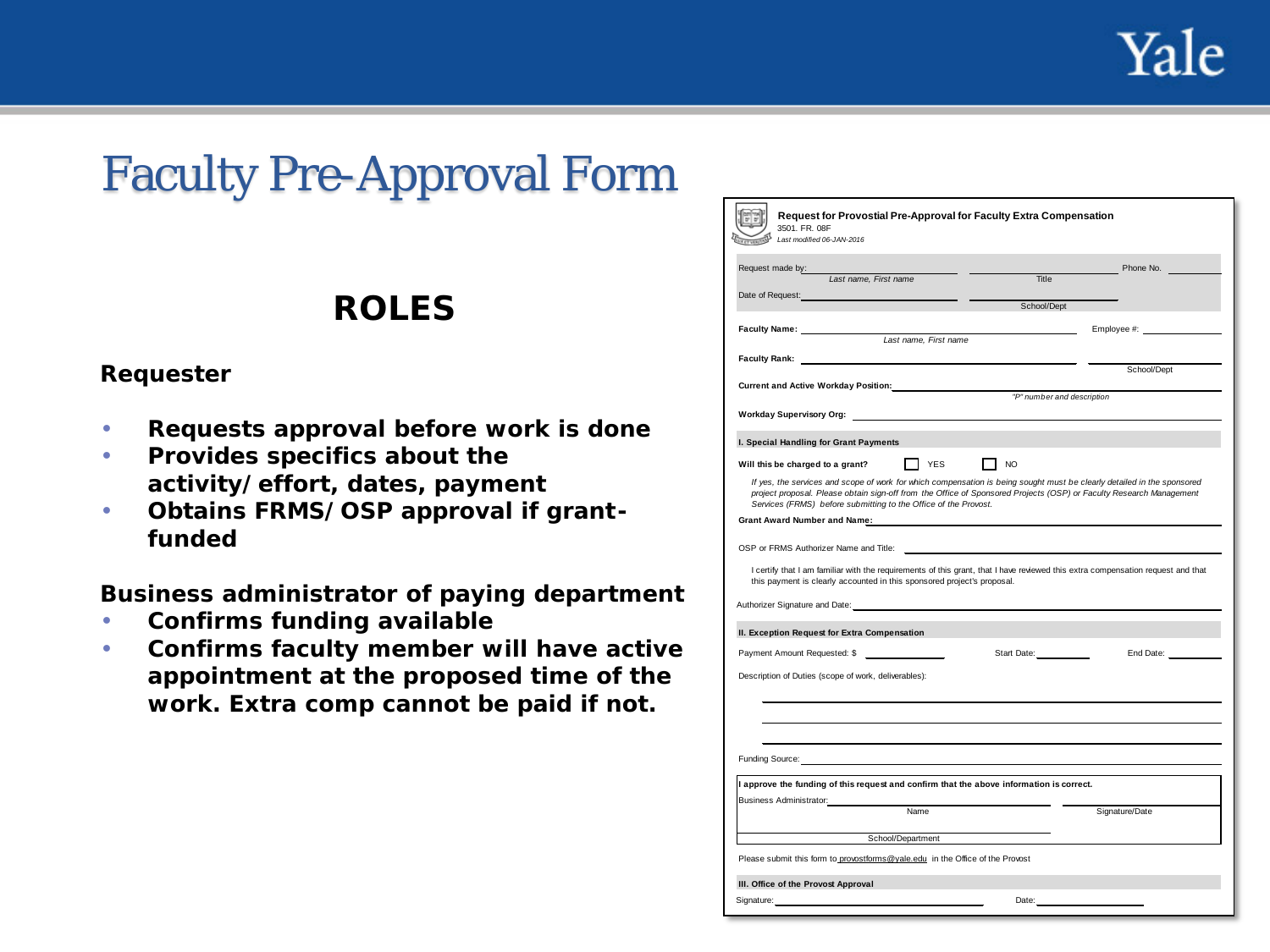# Faculty Pre-Approval Form

## ROLES

### Requester

- **Requests approval before work is done**
- **Provides specifics about the activity/effort, dates, payment**
- **Obtains FRMS/OSP approval if grant-funded**

### Business administrator of paying department

- **Confirms funding available**
- **Confirms faculty member will have active appointment at the proposed time of the work. Extra comp cannot be paid if not.**

---

**Request for Provostial Pre-Approval for Faculty Extra Compensation**
3501. FR. 08F
*Last modified 06-JAN-2016*

Request made by: ____________ (*Last name, First name*) ____________ (Title) Phone No. ____________

Date of Request: ____________ ____________ (School/Dept)

**Faculty Name:** ____________ (*Last name, First name*) Employee #: ____________

**Faculty Rank:** ____________ ____________ (School/Dept)

**Current and Active Workday Position:** ____________ (*"P" number and description*)

**Workday Supervisory Org:** ____________

**I. Special Handling for Grant Payments**

**Will this be charged to a grant?** ☐ YES ☐ NO

*If yes, the services and scope of work for which compensation is being sought must be clearly detailed in the sponsored project proposal. Please obtain sign-off from the Office of Sponsored Projects (OSP) or Faculty Research Management Services (FRMS) before submitting to the Office of the Provost.*

**Grant Award Number and Name:** ____________

OSP or FRMS Authorizer Name and Title: ____________

I certify that I am familiar with the requirements of this grant, that I have reviewed this extra compensation request and that this payment is clearly accounted in this sponsored project's proposal.

Authorizer Signature and Date: ____________

**II. Exception Request for Extra Compensation**

Payment Amount Requested: $ ____________ Start Date: ____________ End Date: ____________

Description of Duties (scope of work, deliverables):

____________

____________

____________

Funding Source: ____________

**I approve the funding of this request and confirm that the above information is correct.**

Business Administrator: ____________ (Name) ____________ (Signature/Date)

____________ (School/Department)

Please submit this form to provostforms@yale.edu in the Office of the Provost

**III. Office of the Provost Approval**

Signature: ____________ Date: ____________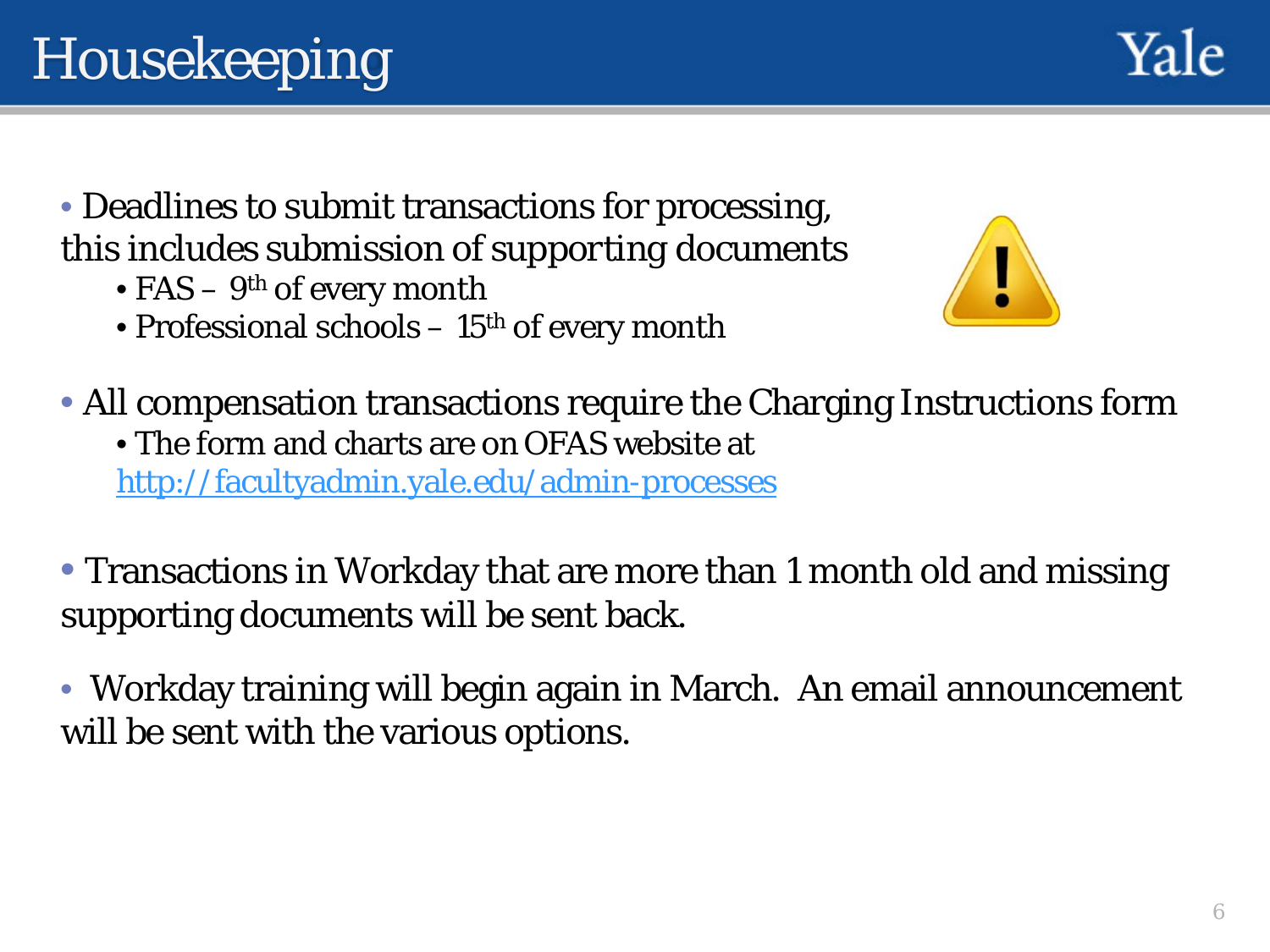# Housekeeping

- Deadlines to submit transactions for processing, this includes submission of supporting documents
  - FAS – 9th of every month
  - Professional schools – 15th of every month

- All compensation transactions require the Charging Instructions form
  - The form and charts are on OFAS website at http://facultyadmin.yale.edu/admin-processes

- Transactions in Workday that are more than 1 month old and missing supporting documents will be sent back.

- Workday training will begin again in March. An email announcement will be sent with the various options.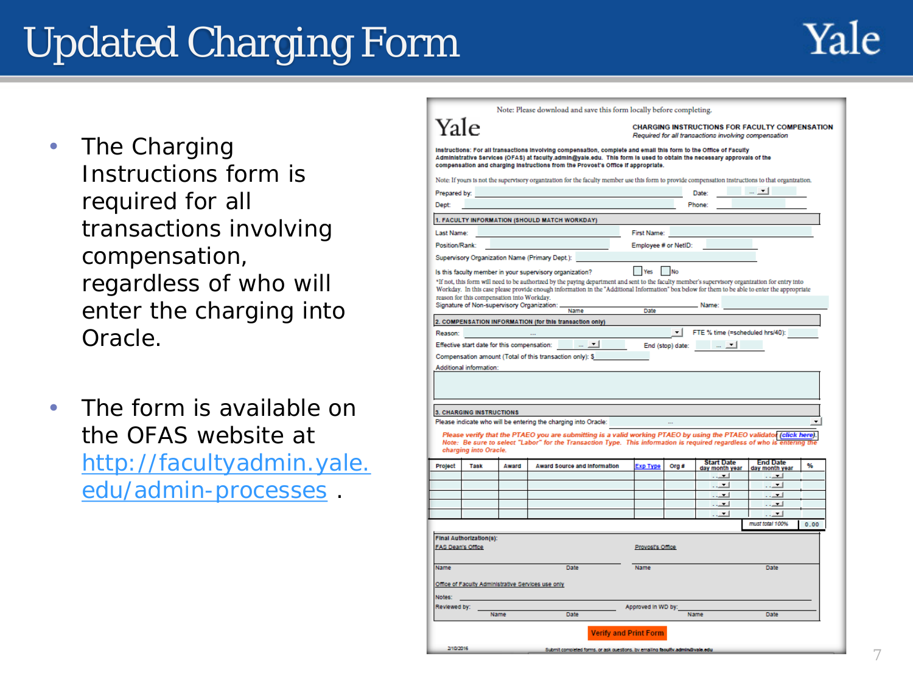# Updated Charging Form

- The Charging Instructions form is required for all transactions involving compensation, regardless of who will enter the charging into Oracle.

- The form is available on the OFAS website at http://facultyadmin.yale.edu/admin-processes .

Note: Please download and save this form locally before completing.

Yale

**CHARGING INSTRUCTIONS FOR FACULTY COMPENSATION**
*Required for all transactions involving compensation*

**Instructions: For all transactions involving compensation, complete and email this form to the Office of Faculty Administrative Services (OFAS) at faculty.admin@yale.edu. This form is used to obtain the necessary approvals of the compensation and charging instructions from the Provost's Office if appropriate.**

Note: If yours is not the supervisory organization for the faculty member use this form to provide compensation instructions to that organization.

Prepared by: Date:
Dept: Phone:

**1. FACULTY INFORMATION (SHOULD MATCH WORKDAY)**

Last Name: First Name:
Position/Rank: Employee # or NetID:
Supervisory Organization Name (Primary Dept.):

Is this faculty member in your supervisory organization? Yes No

*If not, this form will need to be authorized by the paying department and sent to the faculty member's supervisory organization for entry into Workday. In this case please provide enough information in the "Additional Information" box below for them to be able to enter the appropriate reason for this compensation into Workday.

Signature of Non-supervisory Organization: Name Date Name:

**2. COMPENSATION INFORMATION (for this transaction only)**

Reason: FTE % time (=scheduled hrs/40):
Effective start date for this compensation: End (stop) date:
Compensation amount (Total of this transaction only): $
Additional information:

**3. CHARGING INSTRUCTIONS**

Please indicate who will be entering the charging into Oracle:

*Please verify that the PTAEO you are submitting is a valid working PTAEO by using the PTAEO validator (click here).*
*Note: Be sure to select "Labor" for the Transaction Type. This information is required regardless of who is entering the charging into Oracle.*

| Project | Task | Award | Award Source and Information | Exp Type | Org # | Start Date day month year | End Date day month year | % |
|---|---|---|---|---|---|---|---|---|
| | | | | | | | | |
| | | | | | | | | |
| | | | | | | | | |
| | | | | | | | | |
| | | | | | | | | |
| | | | | | | | must total 100% | 0.00 |

**Final Authorization(s):**

FAS Dean's Office — Name Date
Provost's Office — Name Date

Office of Faculty Administrative Services use only

Notes:
Reviewed by: Name Date
Approved in WD by: Name Date

Verify and Print Form

2/10/2016

Submit completed forms, or ask questions, by emailing faculty.admin@yale.edu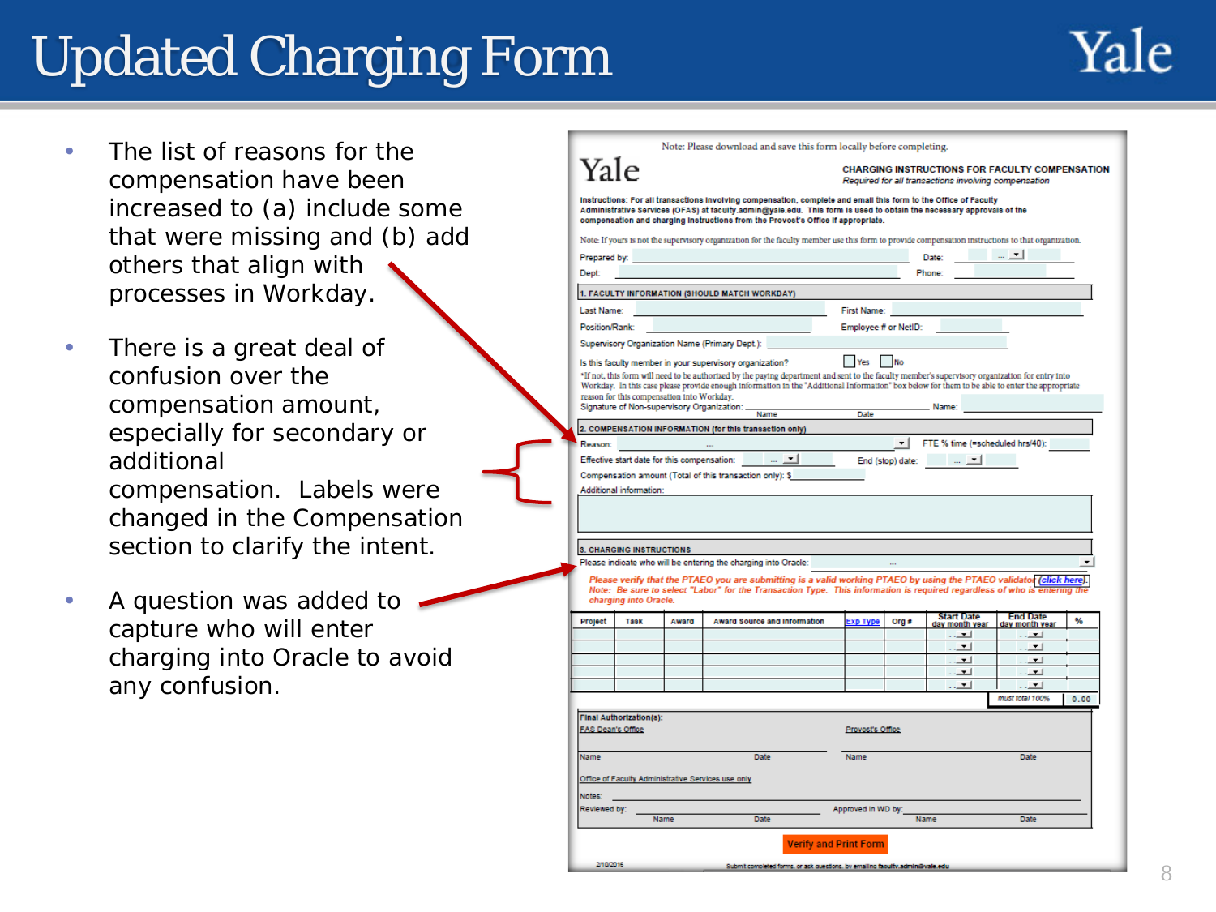# Updated Charging Form

- The list of reasons for the compensation have been increased to (a) include some that were missing and (b) add others that align with processes in Workday.
- There is a great deal of confusion over the compensation amount, especially for secondary or additional compensation. Labels were changed in the Compensation section to clarify the intent.
- A question was added to capture who will enter charging into Oracle to avoid any confusion.

Note: Please download and save this form locally before completing.

Yale

**CHARGING INSTRUCTIONS FOR FACULTY COMPENSATION**

*Required for all transactions involving compensation*

**Instructions: For all transactions involving compensation, complete and email this form to the Office of Faculty Administrative Services (OFAS) at faculty.admin@yale.edu. This form is used to obtain the necessary approvals of the compensation and charging instructions from the Provost's Office if appropriate.**

Note: If yours is not the supervisory organization for the faculty member use this form to provide compensation instructions to that organization.

Prepared by: Date:

Dept: Phone:

**1. FACULTY INFORMATION (SHOULD MATCH WORKDAY)**

Last Name: First Name:

Position/Rank: Employee # or NetID:

Supervisory Organization Name (Primary Dept.):

Is this faculty member in your supervisory organization? Yes No

*If not, this form will need to be authorized by the paying department and sent to the faculty member's supervisory organization for entry into Workday. In this case please provide enough information in the "Additional Information" box below for them to be able to enter the appropriate reason for this compensation into Workday.

Signature of Non-supervisory Organization: Name Date Name:

**2. COMPENSATION INFORMATION (for this transaction only)**

Reason: FTE % time (=scheduled hrs/40):

Effective start date for this compensation: End (stop) date:

Compensation amount (Total of this transaction only): $

Additional information:

**3. CHARGING INSTRUCTIONS**

Please indicate who will be entering the charging into Oracle:

*Please verify that the PTAEO you are submitting is a valid working PTAEO by using the PTAEO validator (click here).*

*Note: Be sure to select "Labor" for the Transaction Type. This information is required regardless of who is entering the charging into Oracle.*

| Project | Task | Award | Award Source and Information | Exp Type | Org # | Start Date day month year | End Date day month year | % |
|---|---|---|---|---|---|---|---|---|
| | | | | | | | | |
| | | | | | | | | |
| | | | | | | | | |
| | | | | | | | | |
| | | | | | | | | |
| | | | | | | | must total 100% | 0.00 |

**Final Authorization(s):**

FAS Dean's Office — Name Date

Provost's Office — Name Date

Office of Faculty Administrative Services use only

Notes:

Reviewed by: Name Date

Approved in WD by: Name Date

Verify and Print Form

2/10/2016

Submit completed forms, or ask questions, by emailing faculty.admin@yale.edu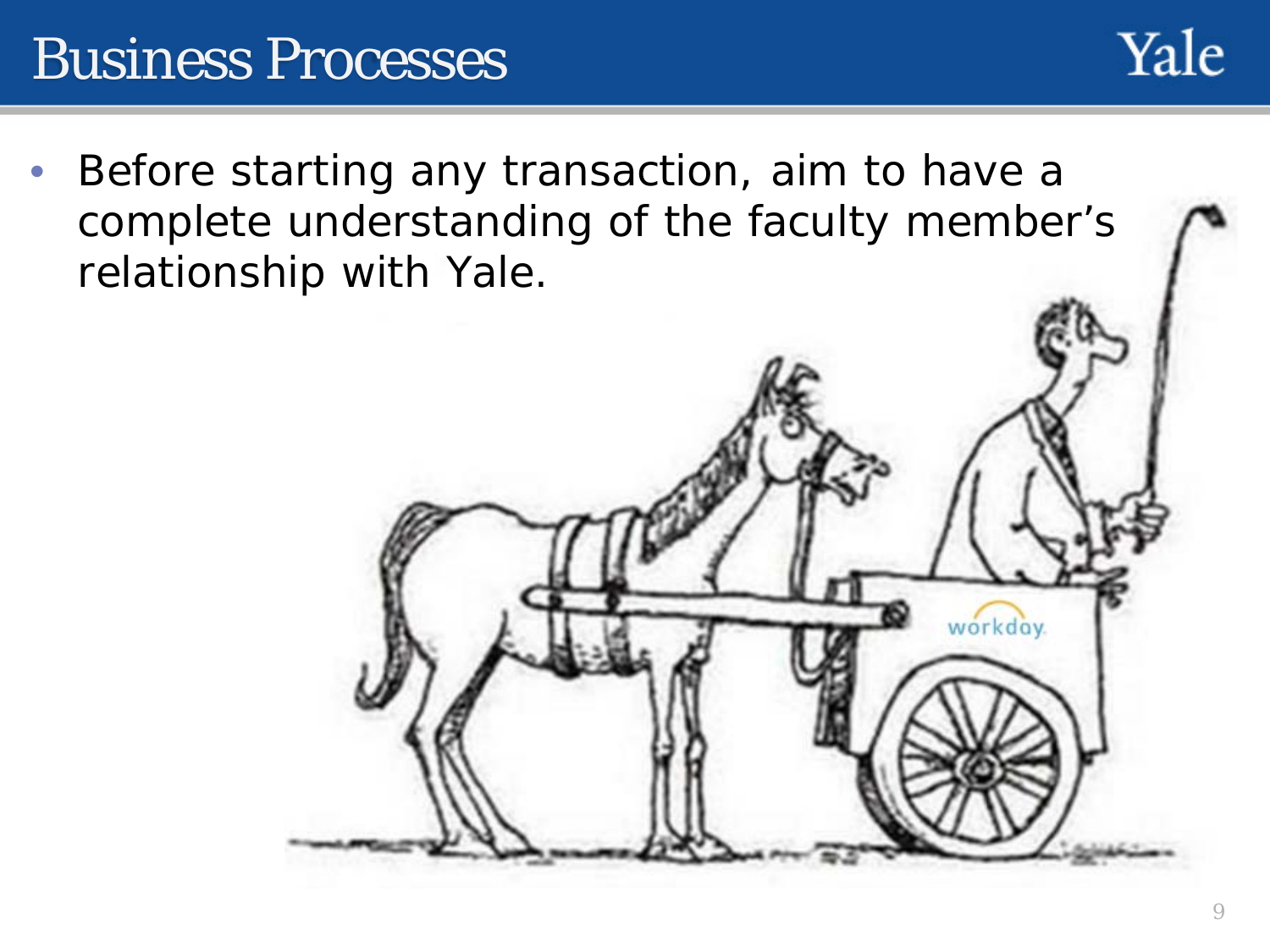# Business Processes

- Before starting any transaction, aim to have a complete understanding of the faculty member's relationship with Yale.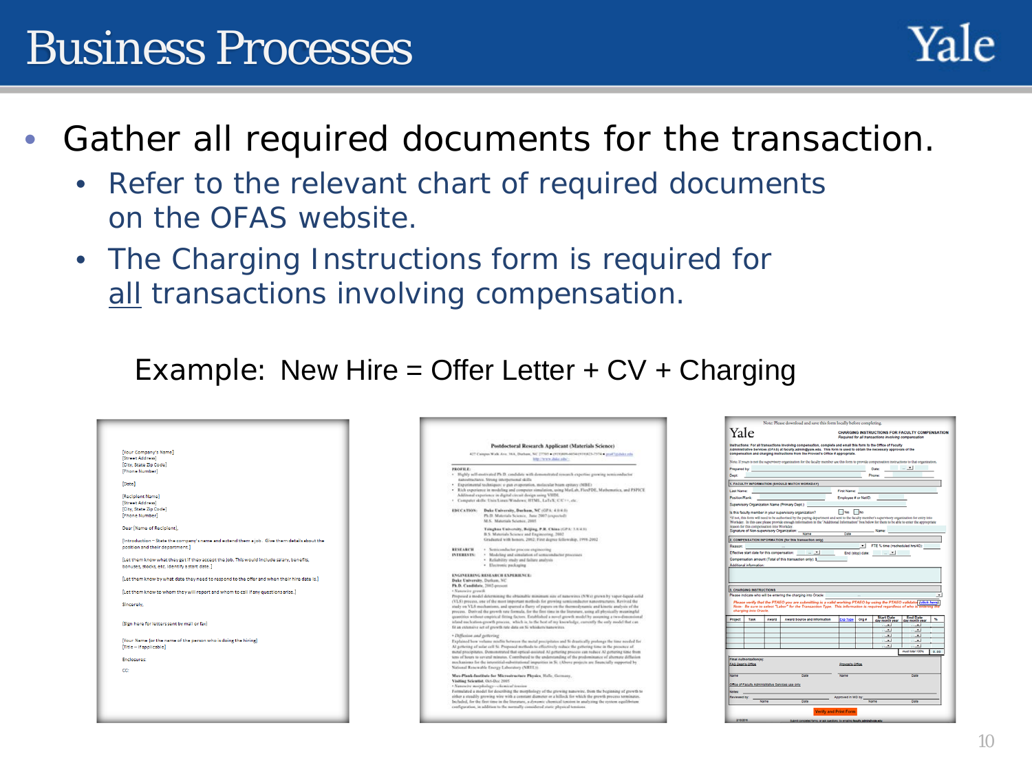# Business Processes

- Gather all required documents for the transaction.
  - Refer to the relevant chart of required documents on the OFAS website.
  - The Charging Instructions form is required for <u>all</u> transactions involving compensation.

Example: New Hire = Offer Letter + CV + Charging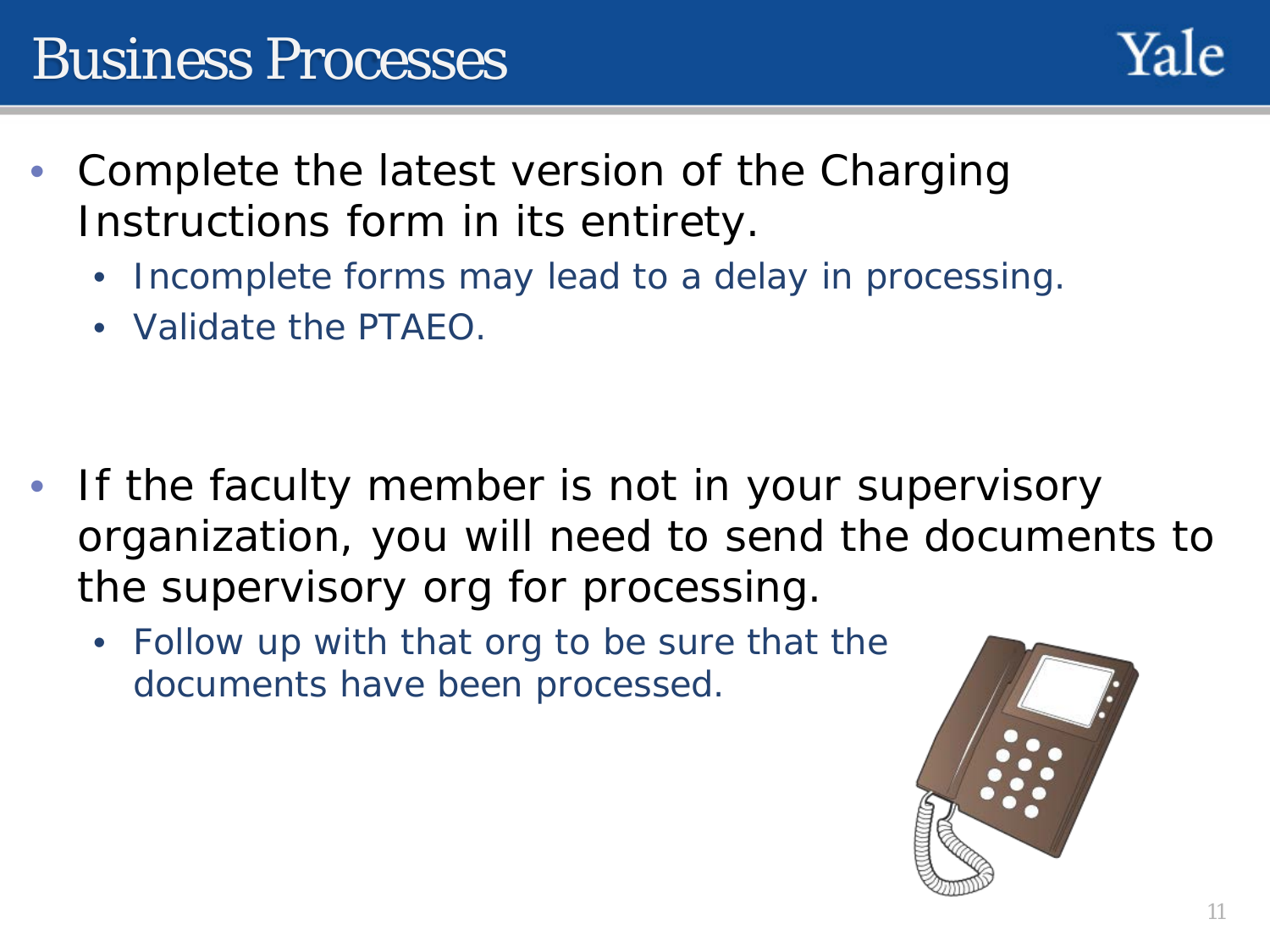# Business Processes

- Complete the latest version of the Charging Instructions form in its entirety.
  - Incomplete forms may lead to a delay in processing.
  - Validate the PTAEO.

- If the faculty member is not in your supervisory organization, you will need to send the documents to the supervisory org for processing.
  - Follow up with that org to be sure that the documents have been processed.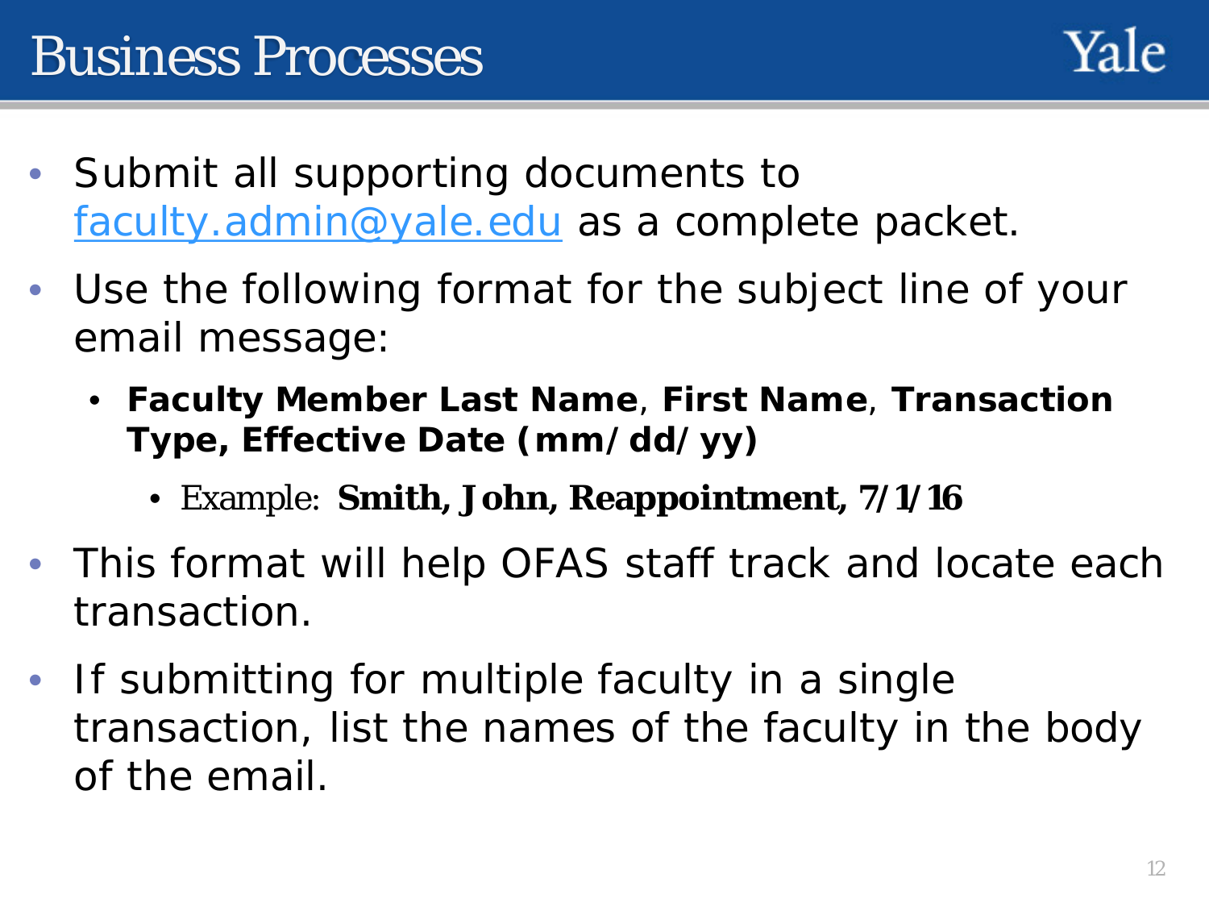# Business Processes

- Submit all supporting documents to faculty.admin@yale.edu as a complete packet.
- Use the following format for the subject line of your email message:
  - **Faculty Member Last Name**, **First Name**, **Transaction Type, Effective Date (mm/dd/yy)**
    - Example: **Smith, John, Reappointment, 7/1/16**
- This format will help OFAS staff track and locate each transaction.
- If submitting for multiple faculty in a single transaction, list the names of the faculty in the body of the email.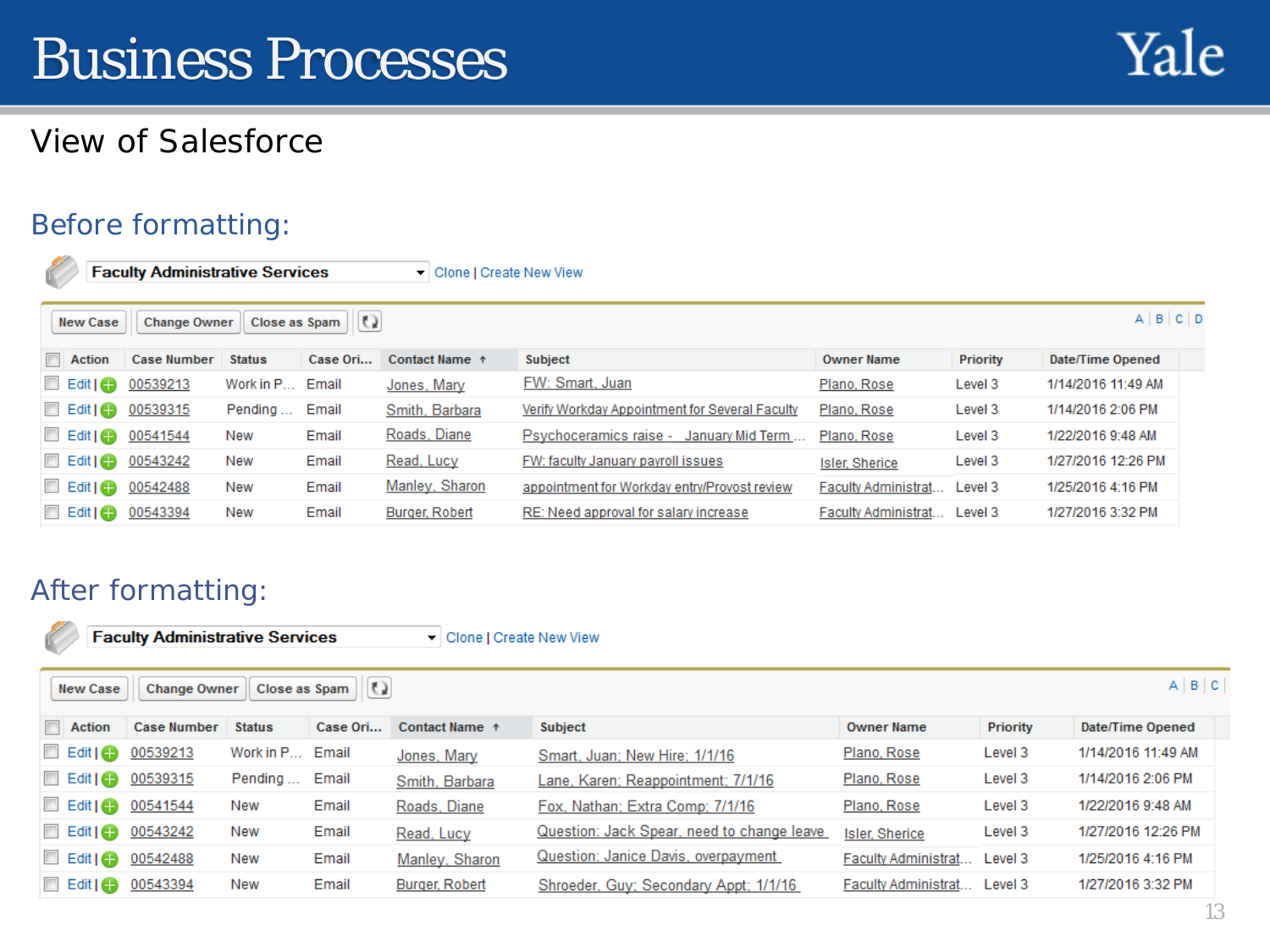# Business Processes

## View of Salesforce

### Before formatting:

Faculty Administrative Services | Clone | Create New View

New Case | Change Owner | Close as Spam

A | B | C | D

| Action | Case Number | Status | Case Ori... | Contact Name ↑ | Subject | Owner Name | Priority | Date/Time Opened |
|---|---|---|---|---|---|---|---|---|
| Edit | 00539213 | Work in P... | Email | Jones, Mary | FW: Smart, Juan | Plano, Rose | Level 3 | 1/14/2016 11:49 AM |
| Edit | 00539315 | Pending ... | Email | Smith, Barbara | Verify Workday Appointment for Several Faculty | Plano, Rose | Level 3 | 1/14/2016 2:06 PM |
| Edit | 00541544 | New | Email | Roads, Diane | Psychoceramics raise - January Mid Term ... | Plano, Rose | Level 3 | 1/22/2016 9:48 AM |
| Edit | 00543242 | New | Email | Read, Lucy | FW: faculty January payroll issues | Isler, Sherice | Level 3 | 1/27/2016 12:26 PM |
| Edit | 00542488 | New | Email | Manley, Sharon | appointment for Workday entry/Provost review | Faculty Administrat... | Level 3 | 1/25/2016 4:16 PM |
| Edit | 00543394 | New | Email | Burger, Robert | RE: Need approval for salary increase | Faculty Administrat... | Level 3 | 1/27/2016 3:32 PM |

### After formatting:

Faculty Administrative Services | Clone | Create New View

New Case | Change Owner | Close as Spam

A | B | C

| Action | Case Number | Status | Case Ori... | Contact Name ↑ | Subject | Owner Name | Priority | Date/Time Opened |
|---|---|---|---|---|---|---|---|---|
| Edit | 00539213 | Work in P... | Email | Jones, Mary | Smart, Juan; New Hire; 1/1/16 | Plano, Rose | Level 3 | 1/14/2016 11:49 AM |
| Edit | 00539315 | Pending ... | Email | Smith, Barbara | Lane, Karen; Reappointment; 7/1/16 | Plano, Rose | Level 3 | 1/14/2016 2:06 PM |
| Edit | 00541544 | New | Email | Roads, Diane | Fox, Nathan; Extra Comp; 7/1/16 | Plano, Rose | Level 3 | 1/22/2016 9:48 AM |
| Edit | 00543242 | New | Email | Read, Lucy | Question: Jack Spear, need to change leave | Isler, Sherice | Level 3 | 1/27/2016 12:26 PM |
| Edit | 00542488 | New | Email | Manley, Sharon | Question: Janice Davis, overpayment | Faculty Administrat... | Level 3 | 1/25/2016 4:16 PM |
| Edit | 00543394 | New | Email | Burger, Robert | Shroeder, Guy; Secondary Appt; 1/1/16 | Faculty Administrat... | Level 3 | 1/27/2016 3:32 PM |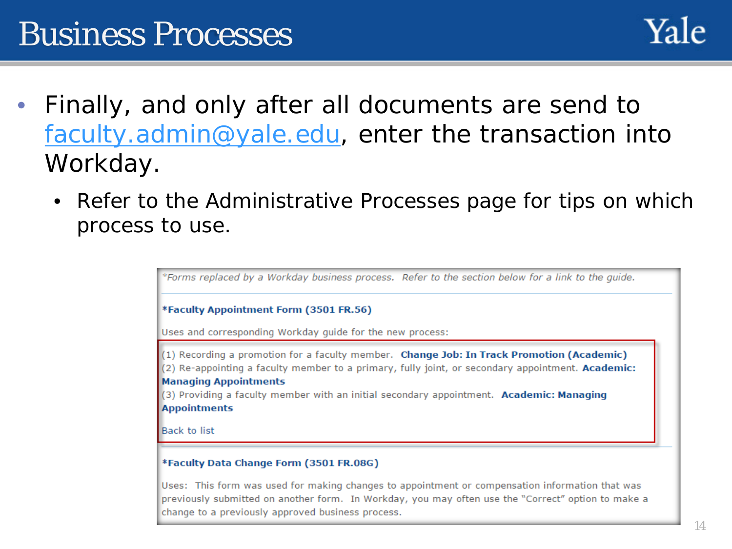# Business Processes

- Finally, and only after all documents are send to [faculty.admin@yale.edu](mailto:faculty.admin@yale.edu), enter the transaction into Workday.
  - Refer to the Administrative Processes page for tips on which process to use.

*\*Forms replaced by a Workday business process. Refer to the section below for a link to the guide.*

**\*Faculty Appointment Form (3501 FR.56)**

Uses and corresponding Workday guide for the new process:

(1) Recording a promotion for a faculty member. **Change Job: In Track Promotion (Academic)**
(2) Re-appointing a faculty member to a primary, fully joint, or secondary appointment. **Academic: Managing Appointments**
(3) Providing a faculty member with an initial secondary appointment. **Academic: Managing Appointments**

Back to list

**\*Faculty Data Change Form (3501 FR.08G)**

Uses: This form was used for making changes to appointment or compensation information that was previously submitted on another form. In Workday, you may often use the "Correct" option to make a change to a previously approved business process.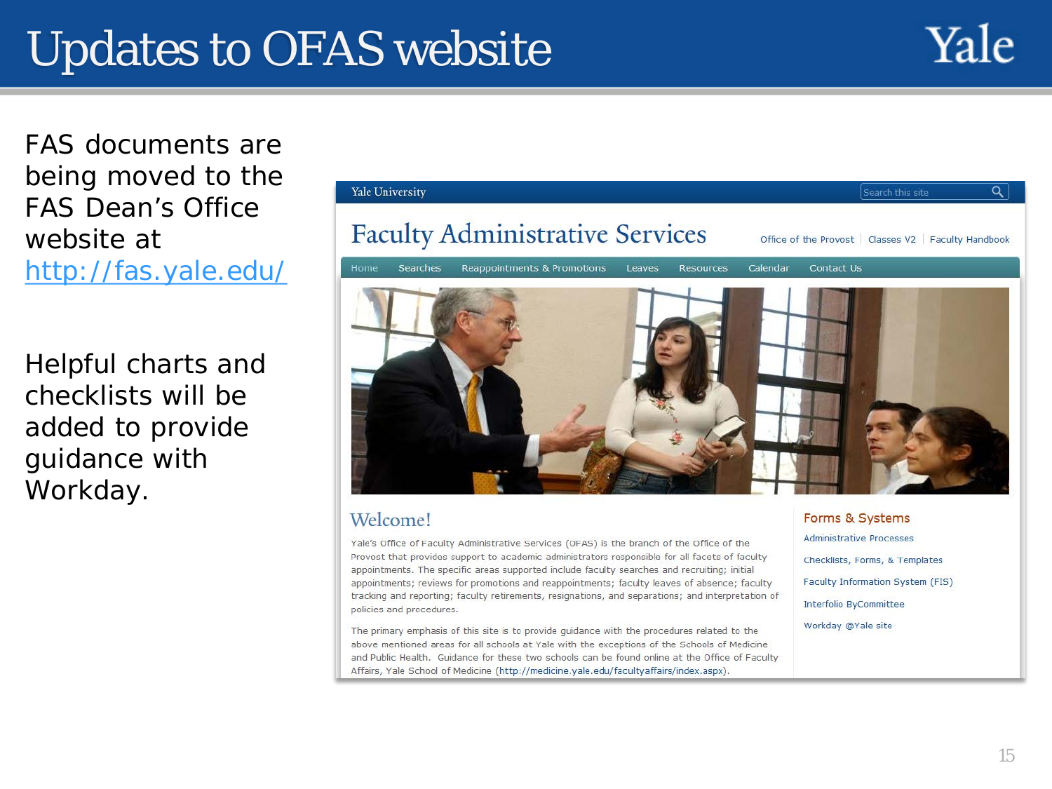# Updates to OFAS website

FAS documents are being moved to the FAS Dean's Office website at http://fas.yale.edu/

Helpful charts and checklists will be added to provide guidance with Workday.

Yale University

Search this site

Faculty Administrative Services

Office of the Provost | Classes V2 | Faculty Handbook

Home | Searches | Reappointments & Promotions | Leaves | Resources | Calendar | Contact Us

## Welcome!

Yale's Office of Faculty Administrative Services (OFAS) is the branch of the Office of the Provost that provides support to academic administrators responsible for all facets of faculty appointments. The specific areas supported include faculty searches and recruiting; initial appointments; reviews for promotions and reappointments; faculty leaves of absence; faculty tracking and reporting; faculty retirements, resignations, and separations; and interpretation of policies and procedures.

The primary emphasis of this site is to provide guidance with the procedures related to the above mentioned areas for all schools at Yale with the exceptions of the Schools of Medicine and Public Health. Guidance for these two schools can be found online at the Office of Faculty Affairs, Yale School of Medicine (http://medicine.yale.edu/facultyaffairs/index.aspx).

### Forms & Systems

- Administrative Processes
- Checklists, Forms, & Templates
- Faculty Information System (FIS)
- Interfolio ByCommittee
- Workday @Yale site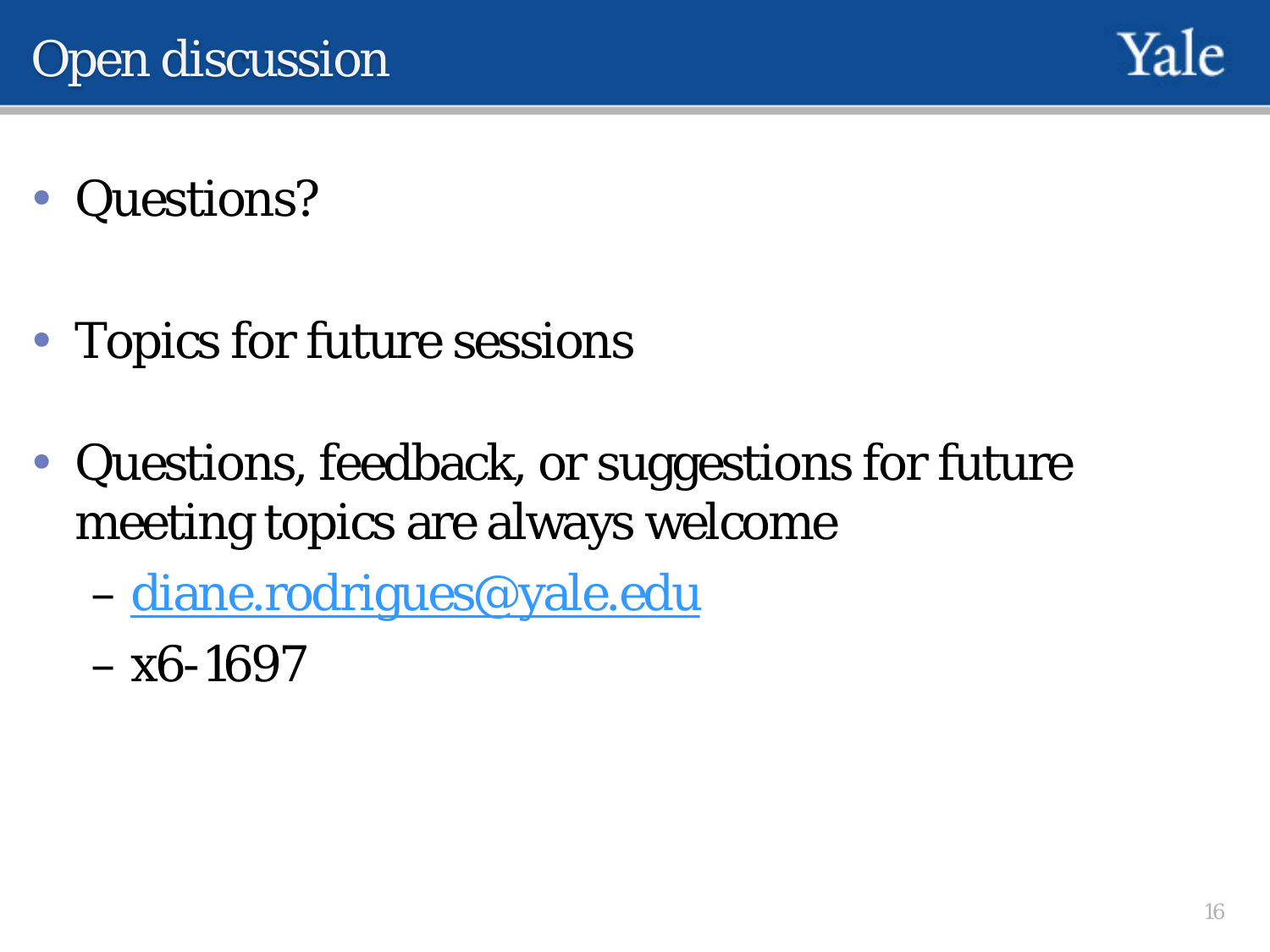# Open discussion

- Questions?
- Topics for future sessions
- Questions, feedback, or suggestions for future meeting topics are always welcome
  - diane.rodrigues@yale.edu
  - x6-1697